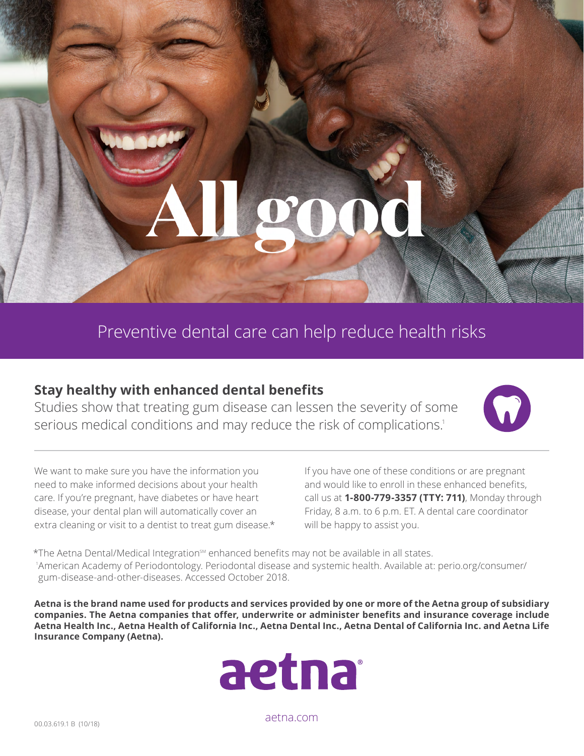# All good

## Preventive dental care can help reduce health risks

### Stay healthy with enhanced dental benefits

Studies show that treating gum disease can lessen the severity of some serious medical conditions and may reduce the risk of complications.[1]

We want to make sure you have the information you need to make informed decisions about your health care. If you're pregnant, have diabetes or have heart disease, your dental plan will automatically cover an extra cleaning or visit to a dentist to treat gum disease.*

If you have one of these conditions or are pregnant and would like to enroll in these enhanced benefits, call us at **1-800-779-3357 (TTY: 711)**, Monday through Friday, 8 a.m. to 6 p.m. ET. A dental care coordinator will be happy to assist you.

*The Aetna Dental/Medical Integration℠ enhanced benefits may not be available in all states.

[1]American Academy of Periodontology. Periodontal disease and systemic health. Available at: perio.org/consumer/gum-disease-and-other-diseases. Accessed October 2018.

**Aetna is the brand name used for products and services provided by one or more of the Aetna group of subsidiary companies. The Aetna companies that offer, underwrite or administer benefits and insurance coverage include Aetna Health Inc., Aetna Health of California Inc., Aetna Dental Inc., Aetna Dental of California Inc. and Aetna Life Insurance Company (Aetna).**

aetna®

aetna.com

00.03.619.1 B (10/18)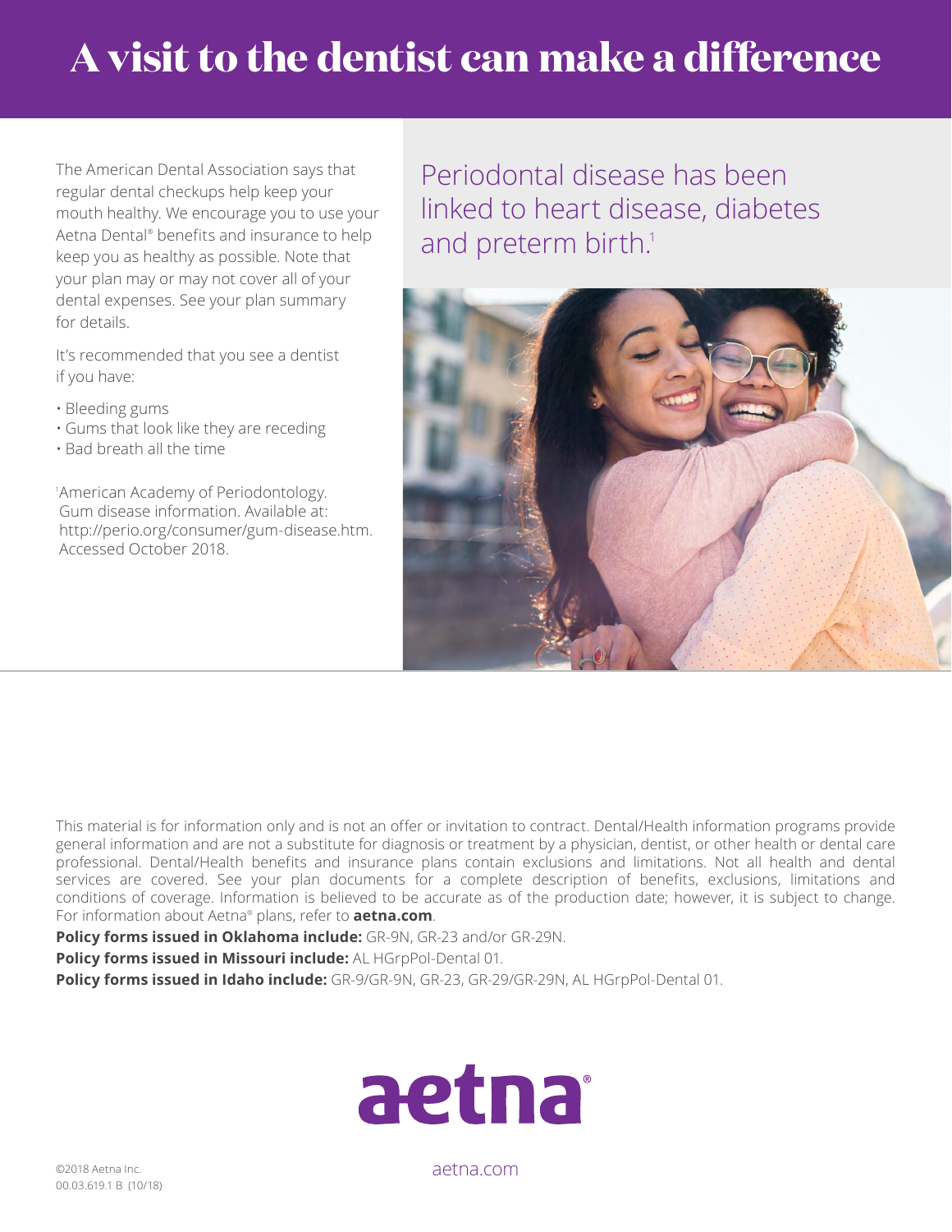# A visit to the dentist can make a difference

The American Dental Association says that regular dental checkups help keep your mouth healthy. We encourage you to use your Aetna Dental® benefits and insurance to help keep you as healthy as possible. Note that your plan may or may not cover all of your dental expenses. See your plan summary for details.

It's recommended that you see a dentist if you have:

- Bleeding gums
- Gums that look like they are receding
- Bad breath all the time

[1]American Academy of Periodontology. Gum disease information. Available at: http://perio.org/consumer/gum-disease.htm. Accessed October 2018.

Periodontal disease has been linked to heart disease, diabetes and preterm birth.[1]

This material is for information only and is not an offer or invitation to contract. Dental/Health information programs provide general information and are not a substitute for diagnosis or treatment by a physician, dentist, or other health or dental care professional. Dental/Health benefits and insurance plans contain exclusions and limitations. Not all health and dental services are covered. See your plan documents for a complete description of benefits, exclusions, limitations and conditions of coverage. Information is believed to be accurate as of the production date; however, it is subject to change. For information about Aetna® plans, refer to **aetna.com**.

**Policy forms issued in Oklahoma include:** GR-9N, GR-23 and/or GR-29N.

**Policy forms issued in Missouri include:** AL HGrpPol-Dental 01.

**Policy forms issued in Idaho include:** GR-9/GR-9N, GR-23, GR-29/GR-29N, AL HGrpPol-Dental 01.

aetna®

©2018 Aetna Inc.
00.03.619.1 B (10/18)

aetna.com